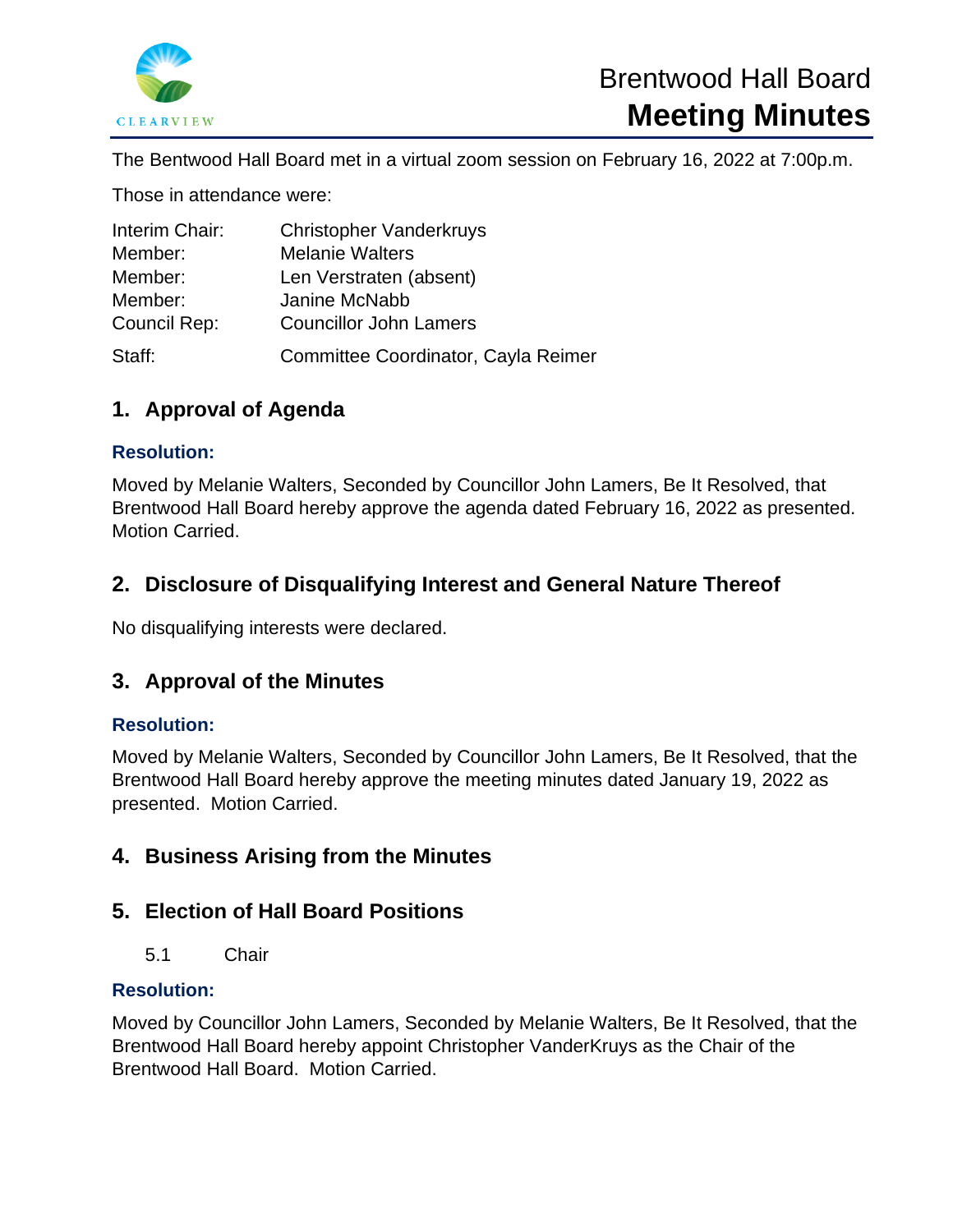CLEARVIEW

# Brentwood Hall Board
# **Meeting Minutes**

The Bentwood Hall Board met in a virtual zoom session on February 16, 2022 at 7:00p.m.

Those in attendance were:

| | |
|---|---|
| Interim Chair: | Christopher Vanderkruys |
| Member: | Melanie Walters |
| Member: | Len Verstraten (absent) |
| Member: | Janine McNabb |
| Council Rep: | Councillor John Lamers |
| Staff: | Committee Coordinator, Cayla Reimer |

## 1. Approval of Agenda

### Resolution:

Moved by Melanie Walters, Seconded by Councillor John Lamers, Be It Resolved, that Brentwood Hall Board hereby approve the agenda dated February 16, 2022 as presented. Motion Carried.

## 2. Disclosure of Disqualifying Interest and General Nature Thereof

No disqualifying interests were declared.

## 3. Approval of the Minutes

### Resolution:

Moved by Melanie Walters, Seconded by Councillor John Lamers, Be It Resolved, that the Brentwood Hall Board hereby approve the meeting minutes dated January 19, 2022 as presented. Motion Carried.

## 4. Business Arising from the Minutes

## 5. Election of Hall Board Positions

5.1 Chair

### Resolution:

Moved by Councillor John Lamers, Seconded by Melanie Walters, Be It Resolved, that the Brentwood Hall Board hereby appoint Christopher VanderKruys as the Chair of the Brentwood Hall Board. Motion Carried.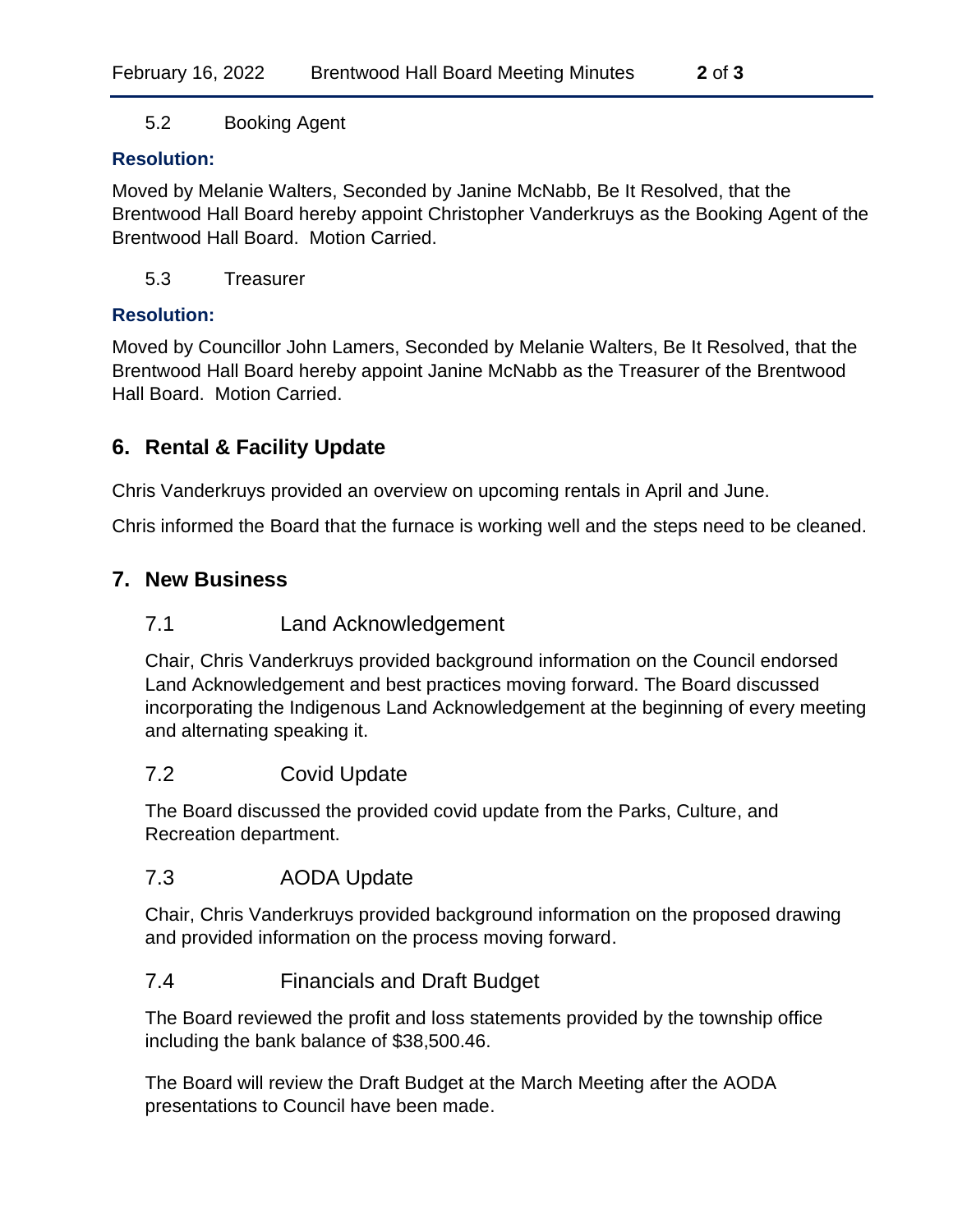### 5.2 Booking Agent

**Resolution:**

Moved by Melanie Walters, Seconded by Janine McNabb, Be It Resolved, that the Brentwood Hall Board hereby appoint Christopher Vanderkruys as the Booking Agent of the Brentwood Hall Board. Motion Carried.

### 5.3 Treasurer

**Resolution:**

Moved by Councillor John Lamers, Seconded by Melanie Walters, Be It Resolved, that the Brentwood Hall Board hereby appoint Janine McNabb as the Treasurer of the Brentwood Hall Board. Motion Carried.

## 6. Rental & Facility Update

Chris Vanderkruys provided an overview on upcoming rentals in April and June.

Chris informed the Board that the furnace is working well and the steps need to be cleaned.

## 7. New Business

### 7.1 Land Acknowledgement

Chair, Chris Vanderkruys provided background information on the Council endorsed Land Acknowledgement and best practices moving forward. The Board discussed incorporating the Indigenous Land Acknowledgement at the beginning of every meeting and alternating speaking it.

### 7.2 Covid Update

The Board discussed the provided covid update from the Parks, Culture, and Recreation department.

### 7.3 AODA Update

Chair, Chris Vanderkruys provided background information on the proposed drawing and provided information on the process moving forward.

### 7.4 Financials and Draft Budget

The Board reviewed the profit and loss statements provided by the township office including the bank balance of $38,500.46.

The Board will review the Draft Budget at the March Meeting after the AODA presentations to Council have been made.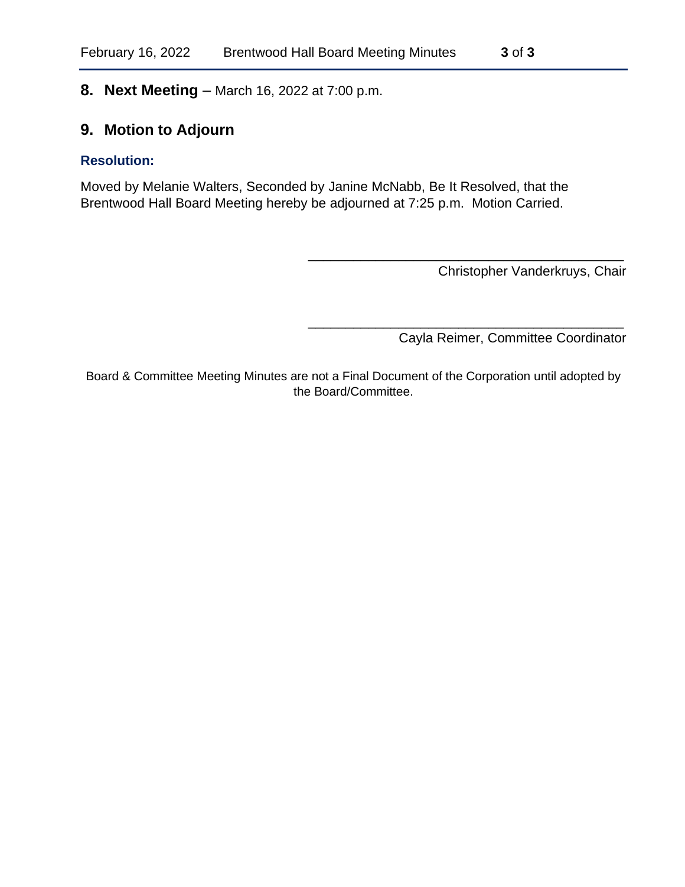## 8. Next Meeting – March 16, 2022 at 7:00 p.m.

## 9. Motion to Adjourn

**Resolution:**

Moved by Melanie Walters, Seconded by Janine McNabb, Be It Resolved, that the Brentwood Hall Board Meeting hereby be adjourned at 7:25 p.m. Motion Carried.

\_\_\_\_\_\_\_\_\_\_\_\_\_\_\_\_\_\_\_\_\_\_\_\_\_\_\_\_\_\_\_\_\_\_\_\_\_\_\_\_\_\_\_
Christopher Vanderkruys, Chair

\_\_\_\_\_\_\_\_\_\_\_\_\_\_\_\_\_\_\_\_\_\_\_\_\_\_\_\_\_\_\_\_\_\_\_\_\_\_\_\_\_\_\_
Cayla Reimer, Committee Coordinator

Board & Committee Meeting Minutes are not a Final Document of the Corporation until adopted by the Board/Committee.